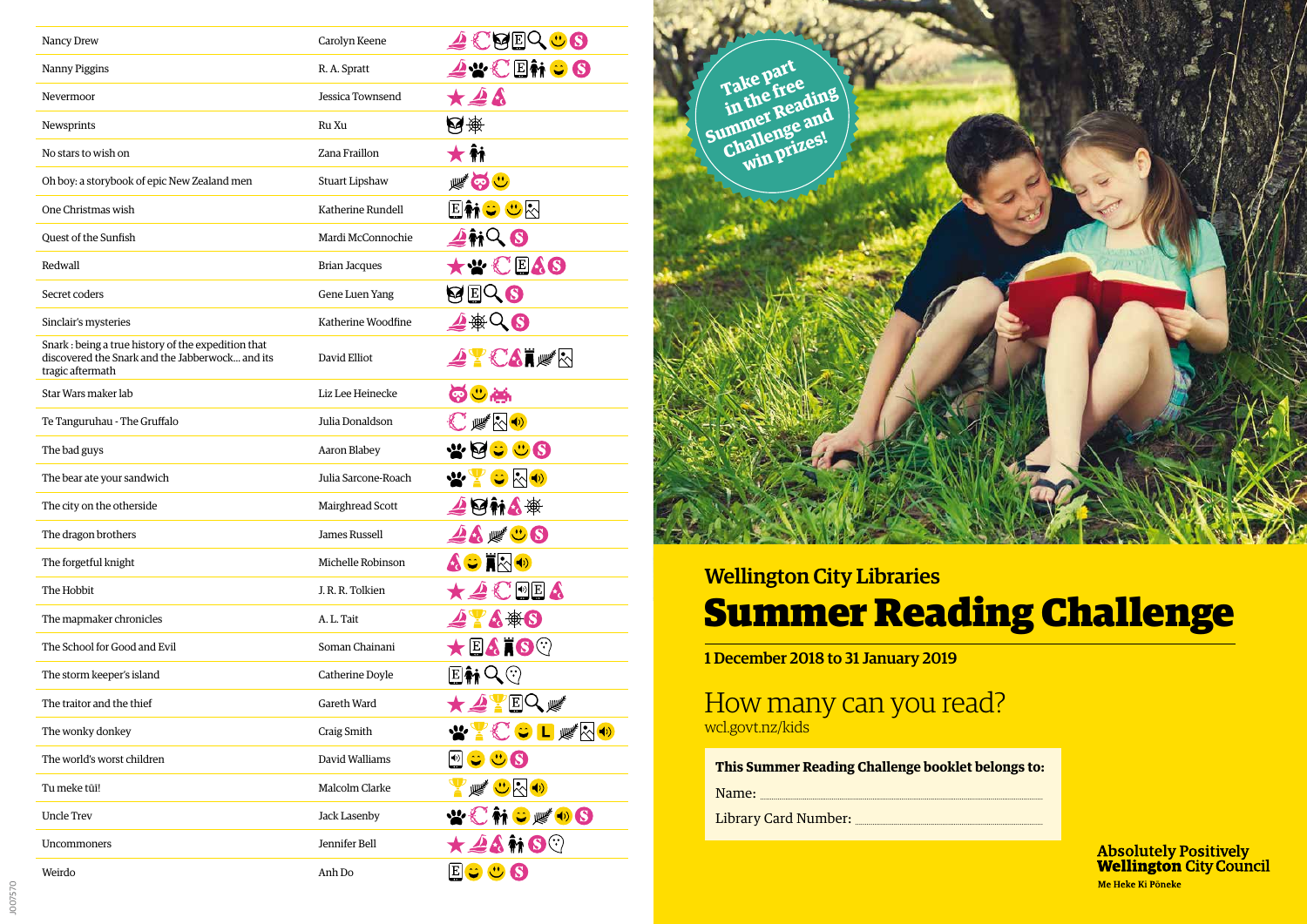| | | |
|---|---|---|
| Nancy Drew | Carolyn Keene | |
| Nanny Piggins | R. A. Spratt | |
| Nevermoor | Jessica Townsend | |
| Newsprints | Ru Xu | |
| No stars to wish on | Zana Fraillon | |
| Oh boy: a storybook of epic New Zealand men | Stuart Lipshaw | |
| One Christmas wish | Katherine Rundell | |
| Quest of the Sunfish | Mardi McConnochie | |
| Redwall | Brian Jacques | |
| Secret coders | Gene Luen Yang | |
| Sinclair's mysteries | Katherine Woodfine | |
| Snark : being a true history of the expedition that discovered the Snark and the Jabberwock... and its tragic aftermath | David Elliot | |
| Star Wars maker lab | Liz Lee Heinecke | |
| Te Tanguruhau - The Gruffalo | Julia Donaldson | |
| The bad guys | Aaron Blabey | |
| The bear ate your sandwich | Julia Sarcone-Roach | |
| The city on the otherside | Mairghread Scott | |
| The dragon brothers | James Russell | |
| The forgetful knight | Michelle Robinson | |
| The Hobbit | J. R. R. Tolkien | |
| The mapmaker chronicles | A. L. Tait | |
| The School for Good and Evil | Soman Chainani | |
| The storm keeper's island | Catherine Doyle | |
| The traitor and the thief | Gareth Ward | |
| The wonky donkey | Craig Smith | |
| The world's worst children | David Walliams | |
| Tu meke tūī! | Malcolm Clarke | |
| Uncle Trev | Jack Lasenby | |
| Uncommoners | Jennifer Bell | |
| Weirdo | Anh Do | |

J007570

Take part in the free Summer Reading Challenge and win prizes!

## Wellington City Libraries

# Summer Reading Challenge

**1 December 2018 to 31 January 2019**

How many can you read?

wcl.govt.nz/kids

**This Summer Reading Challenge booklet belongs to:**

Name: ..............................................

Library Card Number: ..............................................

Absolutely Positively **Wellington** City Council

Me Heke Ki Pōneke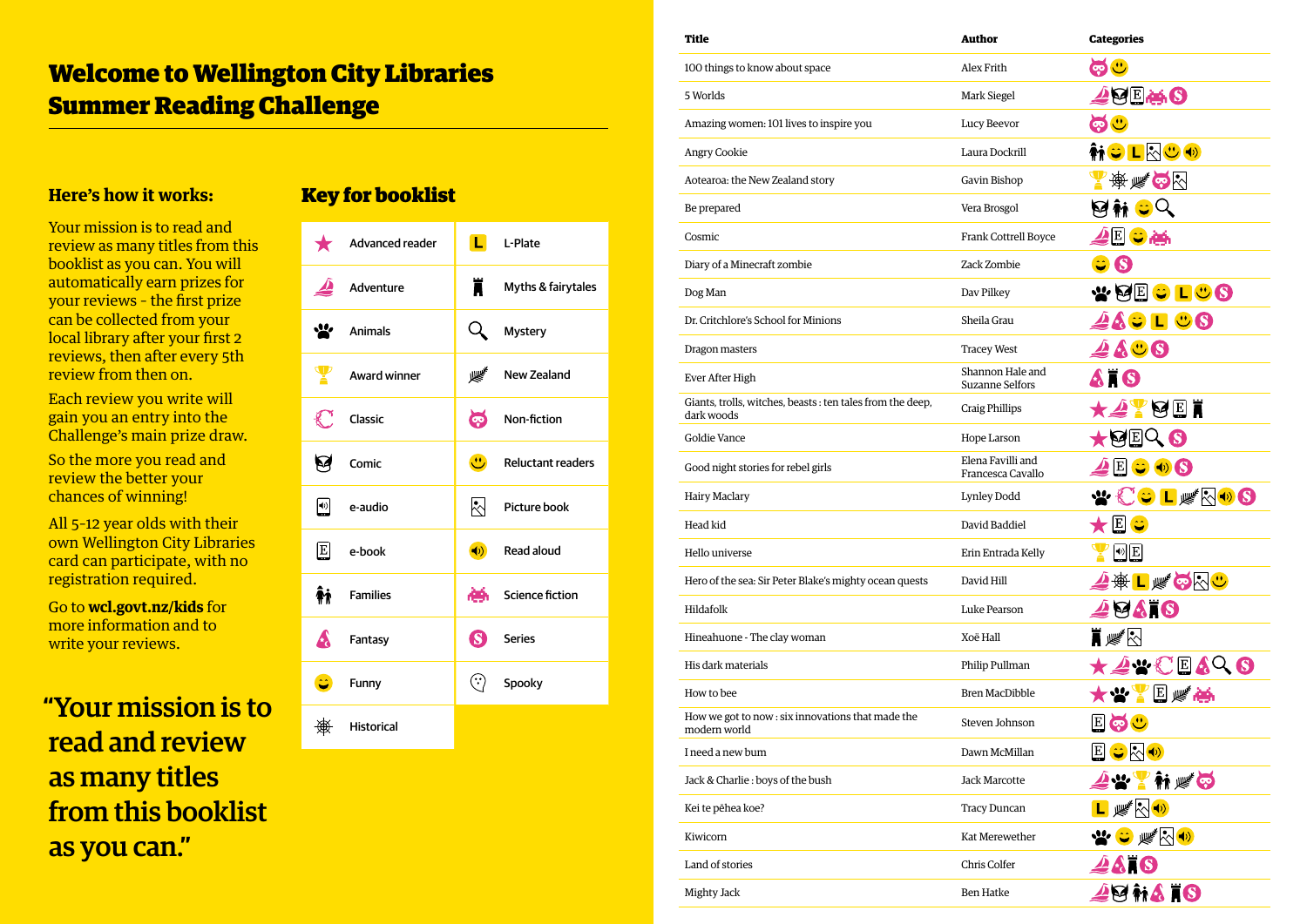# Welcome to Wellington City Libraries Summer Reading Challenge

## Here's how it works:

Your mission is to read and review as many titles from this booklist as you can. You will automatically earn prizes for your reviews - the first prize can be collected from your local library after your first 2 reviews, then after every 5th review from then on.

Each review you write will gain you an entry into the Challenge's main prize draw.

So the more you read and review the better your chances of winning!

All 5-12 year olds with their own Wellington City Libraries card can participate, with no registration required.

Go to **wcl.govt.nz/kids** for more information and to write your reviews.

> "Your mission is to read and review as many titles from this booklist as you can."

## Key for booklist

| | |
|---|---|
| Advanced reader | L-Plate |
| Adventure | Myths & fairytales |
| Animals | Mystery |
| Award winner | New Zealand |
| Classic | Non-fiction |
| Comic | Reluctant readers |
| e-audio | Picture book |
| e-book | Read aloud |
| Families | Science fiction |
| Fantasy | Series |
| Funny | Spooky |
| Historical | |

| Title | Author | Categories |
|---|---|---|
| 100 things to know about space | Alex Frith | Non-fiction, Reluctant readers |
| 5 Worlds | Mark Siegel | Adventure, Comic, e-book, Science fiction, Series |
| Amazing women: 101 lives to inspire you | Lucy Beevor | Non-fiction, Reluctant readers |
| Angry Cookie | Laura Dockrill | Families, Funny, L-Plate, Picture book, Reluctant readers, Read aloud |
| Aotearoa: the New Zealand story | Gavin Bishop | Award winner, Historical, New Zealand, Non-fiction, Picture book |
| Be prepared | Vera Brosgol | Comic, Families, Funny, Mystery |
| Cosmic | Frank Cottrell Boyce | Adventure, e-book, Funny, Science fiction |
| Diary of a Minecraft zombie | Zack Zombie | Funny, Series |
| Dog Man | Dav Pilkey | Animals, Comic, e-book, Funny, L-Plate, Reluctant readers, Series |
| Dr. Critchlore's School for Minions | Sheila Grau | Adventure, Fantasy, Funny, L-Plate, Reluctant readers, Series |
| Dragon masters | Tracey West | Adventure, Fantasy, Reluctant readers, Series |
| Ever After High | Shannon Hale and Suzanne Selfors | Fantasy, Myths & fairytales, Series |
| Giants, trolls, witches, beasts : ten tales from the deep, dark woods | Craig Phillips | Advanced reader, Adventure, Award winner, Comic, e-book, Myths & fairytales |
| Goldie Vance | Hope Larson | Advanced reader, Comic, e-book, Mystery, Series |
| Good night stories for rebel girls | Elena Favilli and Francesca Cavallo | Adventure, e-book, Funny, Read aloud, Series |
| Hairy Maclary | Lynley Dodd | Animals, Classic, Funny, L-Plate, New Zealand, Picture book, Read aloud, Series |
| Head kid | David Baddiel | Advanced reader, e-book, Funny |
| Hello universe | Erin Entrada Kelly | Award winner, e-audio, e-book |
| Hero of the sea: Sir Peter Blake's mighty ocean quests | David Hill | Adventure, Historical, L-Plate, New Zealand, Non-fiction, Picture book, Reluctant readers |
| Hildafolk | Luke Pearson | Adventure, Comic, Fantasy, Myths & fairytales, Series |
| Hineahuone - The clay woman | Xoë Hall | Myths & fairytales, New Zealand, Picture book |
| His dark materials | Philip Pullman | Advanced reader, Adventure, Animals, Classic, e-book, Fantasy, Mystery, Series |
| How to bee | Bren MacDibble | Advanced reader, Animals, Award winner, e-book, New Zealand, Science fiction |
| How we got to now : six innovations that made the modern world | Steven Johnson | e-book, Non-fiction, Reluctant readers |
| I need a new bum | Dawn McMillan | e-book, Funny, Picture book, Read aloud |
| Jack & Charlie : boys of the bush | Jack Marcotte | Adventure, Animals, Award winner, Families, New Zealand, Non-fiction |
| Kei te pēhea koe? | Tracy Duncan | L-Plate, New Zealand, Picture book, Read aloud |
| Kiwicorn | Kat Merewether | Animals, Funny, New Zealand, Picture book, Read aloud |
| Land of stories | Chris Colfer | Adventure, Fantasy, Myths & fairytales, Series |
| Mighty Jack | Ben Hatke | Adventure, Comic, Families, Fantasy, Myths & fairytales, Series |